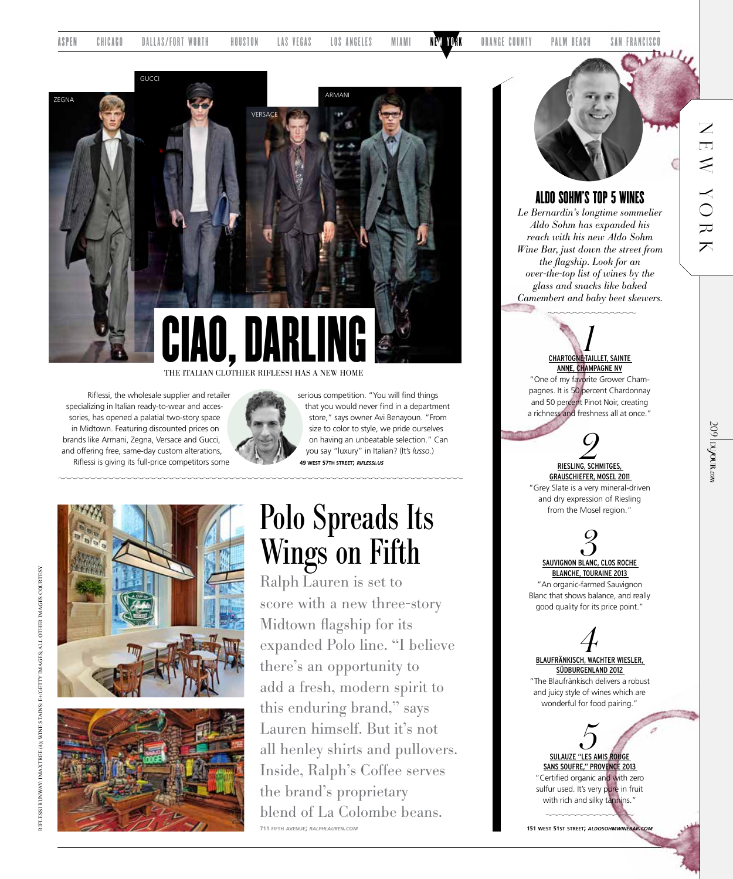ZEGNA GUCCI VERSACE ARMANI

# CIAO, DARLING

THE ITALIAN CLOTHIER RIFLESSI HAS A NEW HOME

Riflessi, the wholesale supplier and retailer specializing in Italian ready-to-wear and accessories, has opened a palatial two-story space in Midtown. Featuring discounted prices on brands like Armani, Zegna, Versace and Gucci, and offering free, same-day custom alterations, Riflessi is giving its full-price competitors some serious competition. "You will find things that you would never find in a department store," says owner Avi Benayoun. "From size to color to style, we pride ourselves on having an unbeatable selection." Can you say "luxury" in Italian? (It's *lusso*.)

**49 WEST 57TH STREET; *RIFLESSI.US***

# Polo Spreads Its Wings on Fifth

Ralph Lauren is set to score with a new three-story Midtown flagship for its expanded Polo line. "I believe there's an opportunity to add a fresh, modern spirit to this enduring brand," says Lauren himself. But it's not all henley shirts and pullovers. Inside, Ralph's Coffee serves the brand's proprietary blend of La Colombe beans.

**711 FIFTH AVENUE; *RALPHLAUREN.COM***

## ALDO SOHM'S TOP 5 WINES

*Le Bernardin's longtime sommelier Aldo Sohm has expanded his reach with his new Aldo Sohm Wine Bar, just down the street from the flagship. Look for an over-the-top list of wines by the glass and snacks like baked Camembert and baby beet skewers.*

*1*

**CHARTOGNE-TAILLET, SAINTE ANNE, CHAMPAGNE NV**

"One of my favorite Grower Champagnes. It is 50 percent Chardonnay and 50 percent Pinot Noir, creating a richness and freshness all at once."

*2*

**RIESLING, SCHMITGES, GRAUSCHIEFER, MOSEL 2011**

"Grey Slate is a very mineral-driven and dry expression of Riesling from the Mosel region."

*3*

**SAUVIGNON BLANC, CLOS ROCHE BLANCHE, TOURAINE 2013**

"An organic-farmed Sauvignon Blanc that shows balance, and really good quality for its price point."

*4*

**BLAUFRÄNKISCH, WACHTER WIESLER, SÜDBURGENLAND 2012**

"The Blaufränkisch delivers a robust and juicy style of wines which are wonderful for food pairing."

*5*

**SULAUZE "LES AMIS ROUGE SANS SOUFRE," PROVENCE 2013**

"Certified organic and with zero sulfur used. It's very pure in fruit with rich and silky tannins."

**151 WEST 51ST STREET; *ALDOSOHMWINEBAR.COM***

RIFLESSI RUNWAY: IMAXTREE (4); WINE STAINS: E+/GETTY IMAGES; ALL OTHER IMAGES COURTESY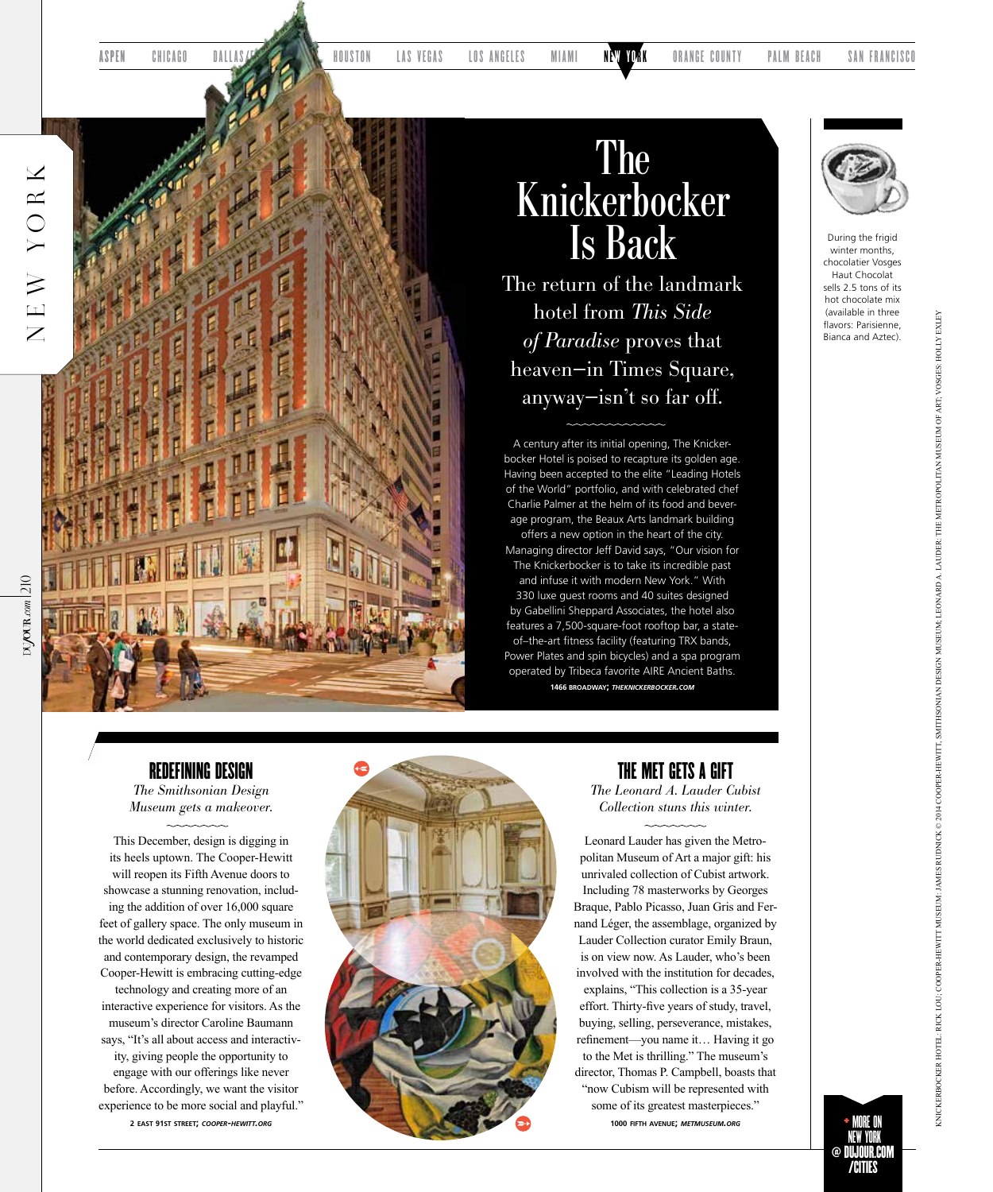# The Knickerbocker Is Back

The return of the landmark hotel from *This Side of Paradise* proves that heaven—in Times Square, anyway—isn't so far off.

A century after its initial opening, The Knickerbocker Hotel is poised to recapture its golden age. Having been accepted to the elite "Leading Hotels of the World" portfolio, and with celebrated chef Charlie Palmer at the helm of its food and beverage program, the Beaux Arts landmark building offers a new option in the heart of the city. Managing director Jeff David says, "Our vision for The Knickerbocker is to take its incredible past and infuse it with modern New York." With 330 luxe guest rooms and 40 suites designed by Gabellini Sheppard Associates, the hotel also features a 7,500-square-foot rooftop bar, a state-of-the-art fitness facility (featuring TRX bands, Power Plates and spin bicycles) and a spa program operated by Tribeca favorite AIRE Ancient Baths.

**1466 BROADWAY; *THEKNICKERBOCKER.COM***

During the frigid winter months, chocolatier Vosges Haut Chocolat sells 2.5 tons of its hot chocolate mix (available in three flavors: Parisienne, Bianca and Aztec).

## REDEFINING DESIGN

*The Smithsonian Design Museum gets a makeover.*

This December, design is digging in its heels uptown. The Cooper-Hewitt will reopen its Fifth Avenue doors to showcase a stunning renovation, including the addition of over 16,000 square feet of gallery space. The only museum in the world dedicated exclusively to historic and contemporary design, the revamped Cooper-Hewitt is embracing cutting-edge technology and creating more of an interactive experience for visitors. As the museum's director Caroline Baumann says, "It's all about access and interactivity, giving people the opportunity to engage with our offerings like never before. Accordingly, we want the visitor experience to be more social and playful."

**2 EAST 91ST STREET; *COOPER-HEWITT.ORG***

## THE MET GETS A GIFT

*The Leonard A. Lauder Cubist Collection stuns this winter.*

Leonard Lauder has given the Metropolitan Museum of Art a major gift: his unrivaled collection of Cubist artwork. Including 78 masterworks by Georges Braque, Pablo Picasso, Juan Gris and Fernand Léger, the assemblage, organized by Lauder Collection curator Emily Braun, is on view now. As Lauder, who's been involved with the institution for decades, explains, "This collection is a 35-year effort. Thirty-five years of study, travel, buying, selling, perseverance, mistakes, refinement—you name it… Having it go to the Met is thrilling." The museum's director, Thomas P. Campbell, boasts that "now Cubism will be represented with some of its greatest masterpieces."

**1000 FIFTH AVENUE; *METMUSEUM.ORG***

+ MORE ON NEW YORK @ DUJOUR.COM /CITIES

KNICKERBOCKER HOTEL: RICK LOU; COOPER-HEWITT MUSEUM: JAMES RUDNICK © 2014 COOPER-HEWITT, SMITHSONIAN DESIGN MUSEUM; LEONARD A. LAUDER: THE METROPOLITAN MUSEUM OF ART; VOSGES: HOLLY EXLEY